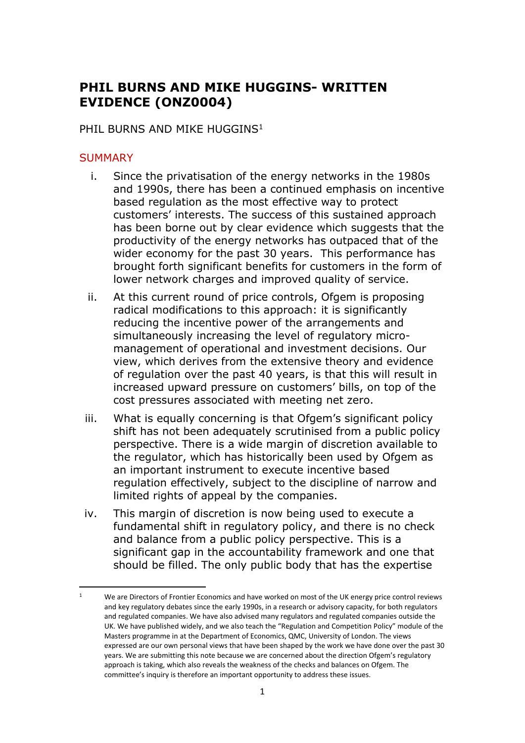# PHIL BURNS AND MIKE HUGGINS- WRITTEN EVIDENCE (ONZ0004)

PHIL BURNS AND MIKE HUGGINS[1]

## SUMMARY

i. Since the privatisation of the energy networks in the 1980s and 1990s, there has been a continued emphasis on incentive based regulation as the most effective way to protect customers' interests. The success of this sustained approach has been borne out by clear evidence which suggests that the productivity of the energy networks has outpaced that of the wider economy for the past 30 years. This performance has brought forth significant benefits for customers in the form of lower network charges and improved quality of service.

ii. At this current round of price controls, Ofgem is proposing radical modifications to this approach: it is significantly reducing the incentive power of the arrangements and simultaneously increasing the level of regulatory micro-management of operational and investment decisions. Our view, which derives from the extensive theory and evidence of regulation over the past 40 years, is that this will result in increased upward pressure on customers' bills, on top of the cost pressures associated with meeting net zero.

iii. What is equally concerning is that Ofgem's significant policy shift has not been adequately scrutinised from a public policy perspective. There is a wide margin of discretion available to the regulator, which has historically been used by Ofgem as an important instrument to execute incentive based regulation effectively, subject to the discipline of narrow and limited rights of appeal by the companies.

iv. This margin of discretion is now being used to execute a fundamental shift in regulatory policy, and there is no check and balance from a public policy perspective. This is a significant gap in the accountability framework and one that should be filled. The only public body that has the expertise

[1] We are Directors of Frontier Economics and have worked on most of the UK energy price control reviews and key regulatory debates since the early 1990s, in a research or advisory capacity, for both regulators and regulated companies. We have also advised many regulators and regulated companies outside the UK. We have published widely, and we also teach the "Regulation and Competition Policy" module of the Masters programme in at the Department of Economics, QMC, University of London. The views expressed are our own personal views that have been shaped by the work we have done over the past 30 years. We are submitting this note because we are concerned about the direction Ofgem's regulatory approach is taking, which also reveals the weakness of the checks and balances on Ofgem. The committee's inquiry is therefore an important opportunity to address these issues.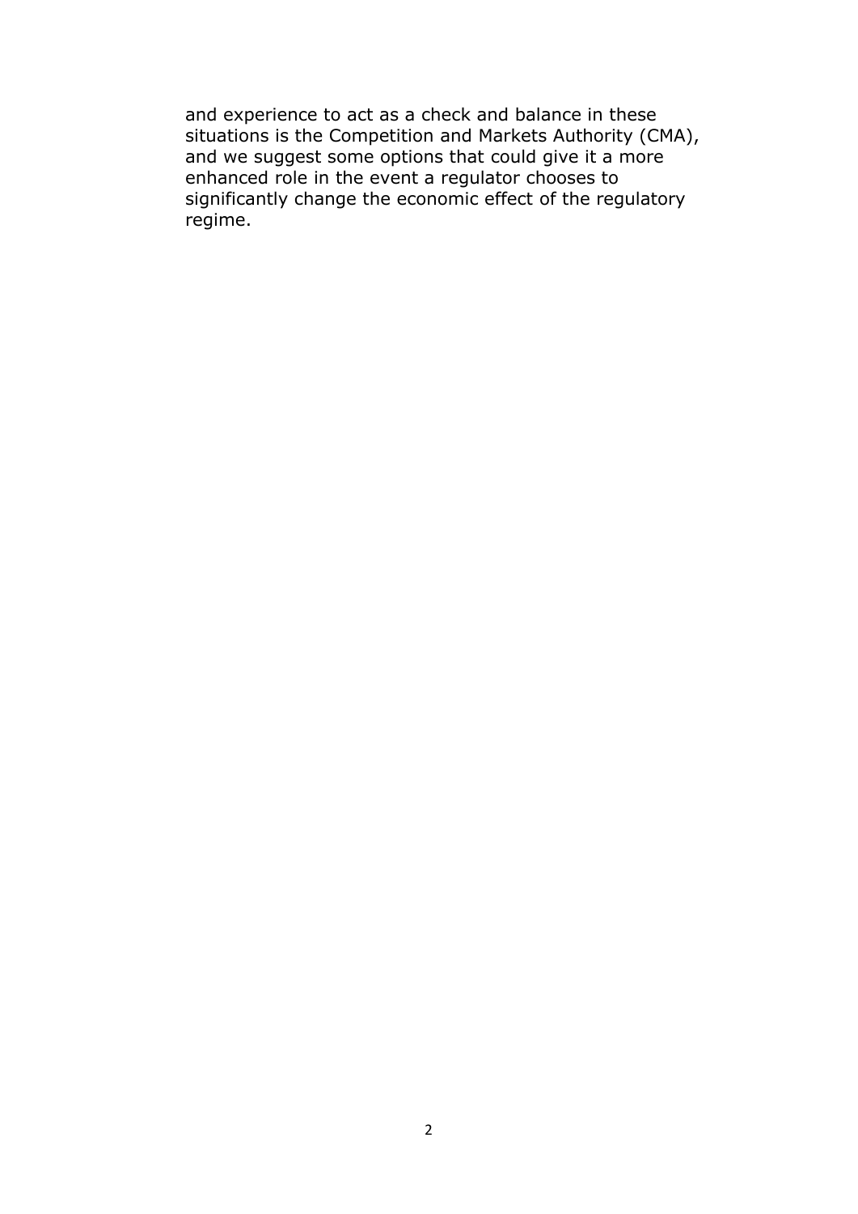and experience to act as a check and balance in these situations is the Competition and Markets Authority (CMA), and we suggest some options that could give it a more enhanced role in the event a regulator chooses to significantly change the economic effect of the regulatory regime.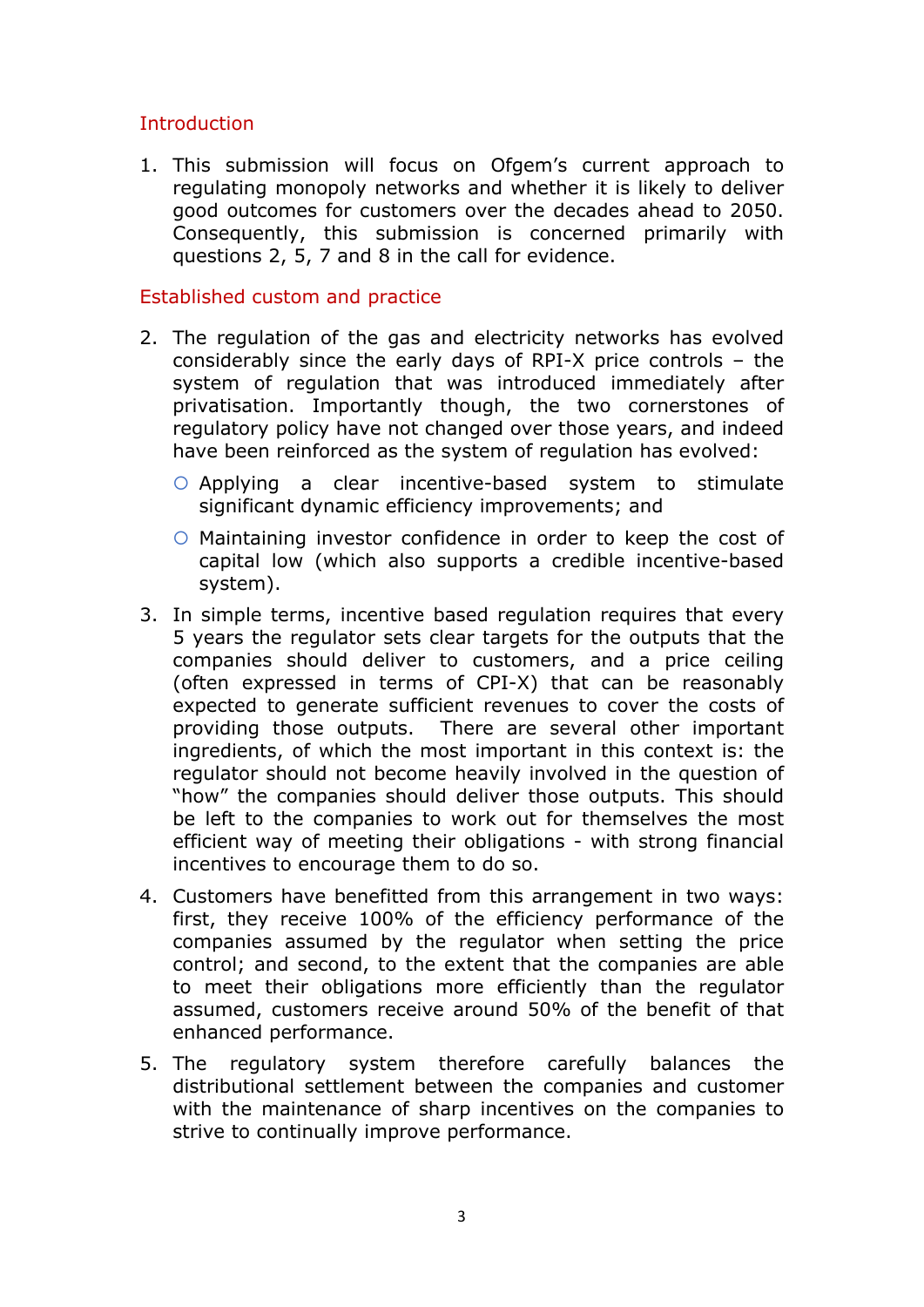## Introduction

1. This submission will focus on Ofgem's current approach to regulating monopoly networks and whether it is likely to deliver good outcomes for customers over the decades ahead to 2050. Consequently, this submission is concerned primarily with questions 2, 5, 7 and 8 in the call for evidence.

## Established custom and practice

2. The regulation of the gas and electricity networks has evolved considerably since the early days of RPI-X price controls – the system of regulation that was introduced immediately after privatisation. Importantly though, the two cornerstones of regulatory policy have not changed over those years, and indeed have been reinforced as the system of regulation has evolved:

   - Applying a clear incentive-based system to stimulate significant dynamic efficiency improvements; and
   - Maintaining investor confidence in order to keep the cost of capital low (which also supports a credible incentive-based system).

3. In simple terms, incentive based regulation requires that every 5 years the regulator sets clear targets for the outputs that the companies should deliver to customers, and a price ceiling (often expressed in terms of CPI-X) that can be reasonably expected to generate sufficient revenues to cover the costs of providing those outputs. There are several other important ingredients, of which the most important in this context is: the regulator should not become heavily involved in the question of "how" the companies should deliver those outputs. This should be left to the companies to work out for themselves the most efficient way of meeting their obligations - with strong financial incentives to encourage them to do so.

4. Customers have benefitted from this arrangement in two ways: first, they receive 100% of the efficiency performance of the companies assumed by the regulator when setting the price control; and second, to the extent that the companies are able to meet their obligations more efficiently than the regulator assumed, customers receive around 50% of the benefit of that enhanced performance.

5. The regulatory system therefore carefully balances the distributional settlement between the companies and customer with the maintenance of sharp incentives on the companies to strive to continually improve performance.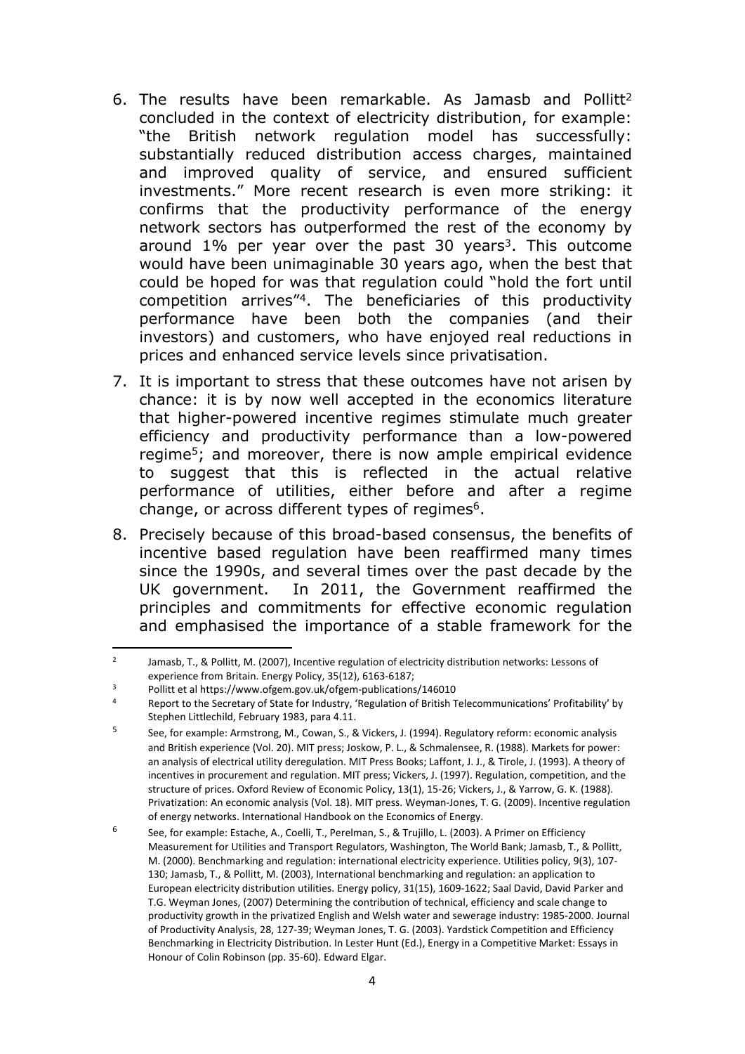6. The results have been remarkable. As Jamasb and Pollitt[2] concluded in the context of electricity distribution, for example: "the British network regulation model has successfully: substantially reduced distribution access charges, maintained and improved quality of service, and ensured sufficient investments." More recent research is even more striking: it confirms that the productivity performance of the energy network sectors has outperformed the rest of the economy by around 1% per year over the past 30 years[3]. This outcome would have been unimaginable 30 years ago, when the best that could be hoped for was that regulation could "hold the fort until competition arrives"[4]. The beneficiaries of this productivity performance have been both the companies (and their investors) and customers, who have enjoyed real reductions in prices and enhanced service levels since privatisation.

7. It is important to stress that these outcomes have not arisen by chance: it is by now well accepted in the economics literature that higher-powered incentive regimes stimulate much greater efficiency and productivity performance than a low-powered regime[5]; and moreover, there is now ample empirical evidence to suggest that this is reflected in the actual relative performance of utilities, either before and after a regime change, or across different types of regimes[6].

8. Precisely because of this broad-based consensus, the benefits of incentive based regulation have been reaffirmed many times since the 1990s, and several times over the past decade by the UK government. In 2011, the Government reaffirmed the principles and commitments for effective economic regulation and emphasised the importance of a stable framework for the

---

[2] Jamasb, T., & Pollitt, M. (2007), Incentive regulation of electricity distribution networks: Lessons of experience from Britain. Energy Policy, 35(12), 6163-6187;

[3] Pollitt et al https://www.ofgem.gov.uk/ofgem-publications/146010

[4] Report to the Secretary of State for Industry, 'Regulation of British Telecommunications' Profitability' by Stephen Littlechild, February 1983, para 4.11.

[5] See, for example: Armstrong, M., Cowan, S., & Vickers, J. (1994). Regulatory reform: economic analysis and British experience (Vol. 20). MIT press; Joskow, P. L., & Schmalensee, R. (1988). Markets for power: an analysis of electrical utility deregulation. MIT Press Books; Laffont, J. J., & Tirole, J. (1993). A theory of incentives in procurement and regulation. MIT press; Vickers, J. (1997). Regulation, competition, and the structure of prices. Oxford Review of Economic Policy, 13(1), 15-26; Vickers, J., & Yarrow, G. K. (1988). Privatization: An economic analysis (Vol. 18). MIT press. Weyman-Jones, T. G. (2009). Incentive regulation of energy networks. International Handbook on the Economics of Energy.

[6] See, for example: Estache, A., Coelli, T., Perelman, S., & Trujillo, L. (2003). A Primer on Efficiency Measurement for Utilities and Transport Regulators, Washington, The World Bank; Jamasb, T., & Pollitt, M. (2000). Benchmarking and regulation: international electricity experience. Utilities policy, 9(3), 107-130; Jamasb, T., & Pollitt, M. (2003), International benchmarking and regulation: an application to European electricity distribution utilities. Energy policy, 31(15), 1609-1622; Saal David, David Parker and T.G. Weyman Jones, (2007) Determining the contribution of technical, efficiency and scale change to productivity growth in the privatized English and Welsh water and sewerage industry: 1985-2000. Journal of Productivity Analysis, 28, 127-39; Weyman Jones, T. G. (2003). Yardstick Competition and Efficiency Benchmarking in Electricity Distribution. In Lester Hunt (Ed.), Energy in a Competitive Market: Essays in Honour of Colin Robinson (pp. 35-60). Edward Elgar.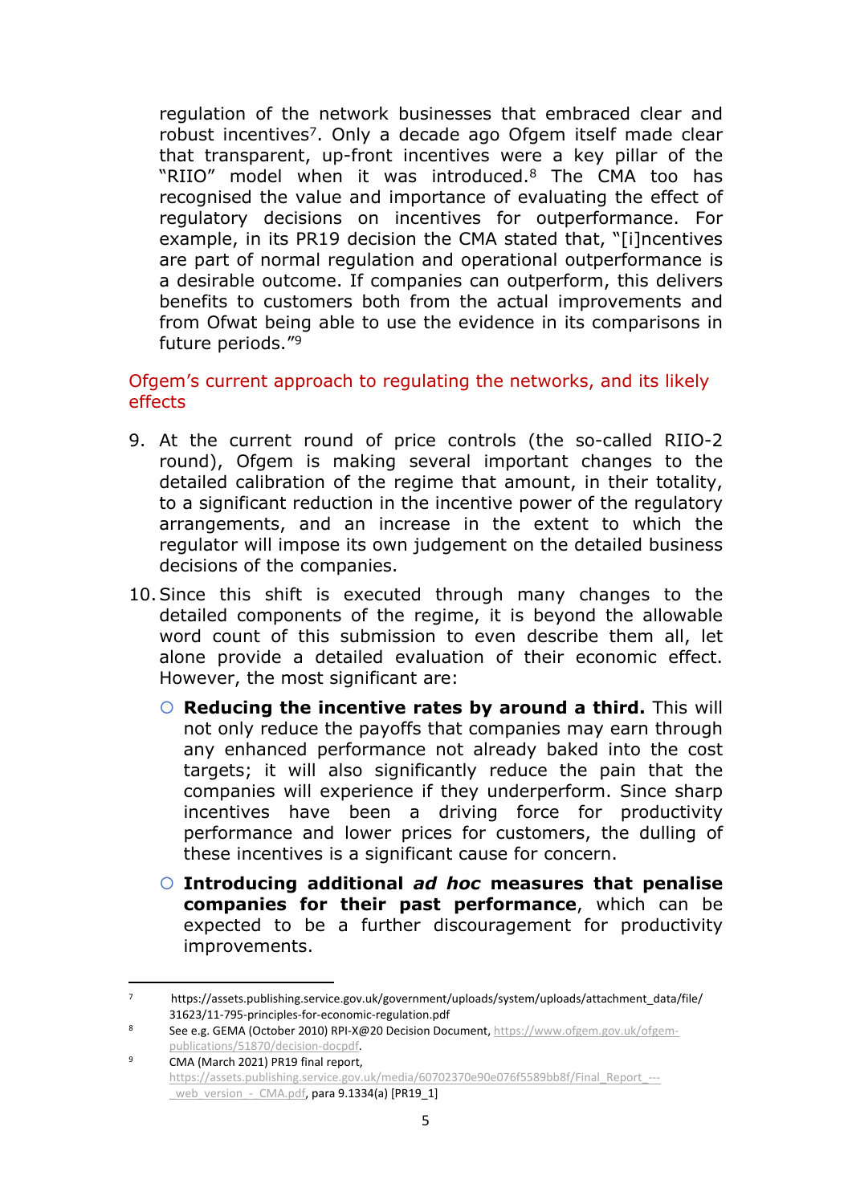regulation of the network businesses that embraced clear and robust incentives[7]. Only a decade ago Ofgem itself made clear that transparent, up-front incentives were a key pillar of the "RIIO" model when it was introduced.[8] The CMA too has recognised the value and importance of evaluating the effect of regulatory decisions on incentives for outperformance. For example, in its PR19 decision the CMA stated that, "[i]ncentives are part of normal regulation and operational outperformance is a desirable outcome. If companies can outperform, this delivers benefits to customers both from the actual improvements and from Ofwat being able to use the evidence in its comparisons in future periods."[9]

## Ofgem's current approach to regulating the networks, and its likely effects

9. At the current round of price controls (the so-called RIIO-2 round), Ofgem is making several important changes to the detailed calibration of the regime that amount, in their totality, to a significant reduction in the incentive power of the regulatory arrangements, and an increase in the extent to which the regulator will impose its own judgement on the detailed business decisions of the companies.

10. Since this shift is executed through many changes to the detailed components of the regime, it is beyond the allowable word count of this submission to even describe them all, let alone provide a detailed evaluation of their economic effect. However, the most significant are:

    - **Reducing the incentive rates by around a third.** This will not only reduce the payoffs that companies may earn through any enhanced performance not already baked into the cost targets; it will also significantly reduce the pain that the companies will experience if they underperform. Since sharp incentives have been a driving force for productivity performance and lower prices for customers, the dulling of these incentives is a significant cause for concern.
    - **Introducing additional *ad hoc* measures that penalise companies for their past performance**, which can be expected to be a further discouragement for productivity improvements.

---

[7] https://assets.publishing.service.gov.uk/government/uploads/system/uploads/attachment_data/file/31623/11-795-principles-for-economic-regulation.pdf

[8] See e.g. GEMA (October 2010) RPI-X@20 Decision Document, https://www.ofgem.gov.uk/ofgem-publications/51870/decision-docpdf.

[9] CMA (March 2021) PR19 final report, https://assets.publishing.service.gov.uk/media/60702370e90e076f5589bb8f/Final_Report_---_web_version_-_CMA.pdf, para 9.1334(a) [PR19_1]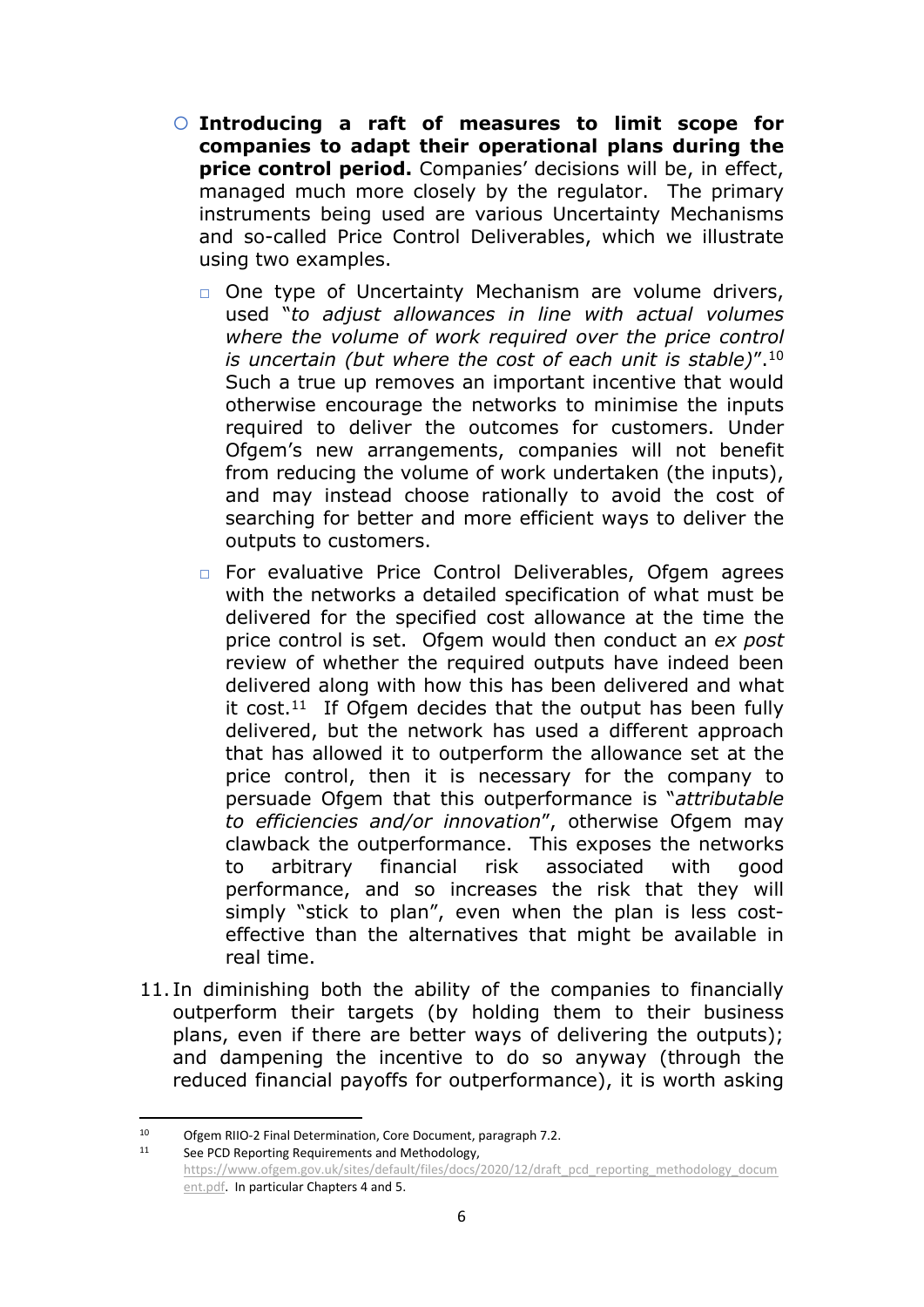- **Introducing a raft of measures to limit scope for companies to adapt their operational plans during the price control period.** Companies' decisions will be, in effect, managed much more closely by the regulator. The primary instruments being used are various Uncertainty Mechanisms and so-called Price Control Deliverables, which we illustrate using two examples.
  - One type of Uncertainty Mechanism are volume drivers, used "*to adjust allowances in line with actual volumes where the volume of work required over the price control is uncertain (but where the cost of each unit is stable)*".[10] Such a true up removes an important incentive that would otherwise encourage the networks to minimise the inputs required to deliver the outcomes for customers. Under Ofgem's new arrangements, companies will not benefit from reducing the volume of work undertaken (the inputs), and may instead choose rationally to avoid the cost of searching for better and more efficient ways to deliver the outputs to customers.
  - For evaluative Price Control Deliverables, Ofgem agrees with the networks a detailed specification of what must be delivered for the specified cost allowance at the time the price control is set. Ofgem would then conduct an *ex post* review of whether the required outputs have indeed been delivered along with how this has been delivered and what it cost.[11] If Ofgem decides that the output has been fully delivered, but the network has used a different approach that has allowed it to outperform the allowance set at the price control, then it is necessary for the company to persuade Ofgem that this outperformance is "*attributable to efficiencies and/or innovation*", otherwise Ofgem may clawback the outperformance. This exposes the networks to arbitrary financial risk associated with good performance, and so increases the risk that they will simply "stick to plan", even when the plan is less cost-effective than the alternatives that might be available in real time.

11. In diminishing both the ability of the companies to financially outperform their targets (by holding them to their business plans, even if there are better ways of delivering the outputs); and dampening the incentive to do so anyway (through the reduced financial payoffs for outperformance), it is worth asking

---

[10] Ofgem RIIO-2 Final Determination, Core Document, paragraph 7.2.

[11] See PCD Reporting Requirements and Methodology, https://www.ofgem.gov.uk/sites/default/files/docs/2020/12/draft_pcd_reporting_methodology_document.pdf. In particular Chapters 4 and 5.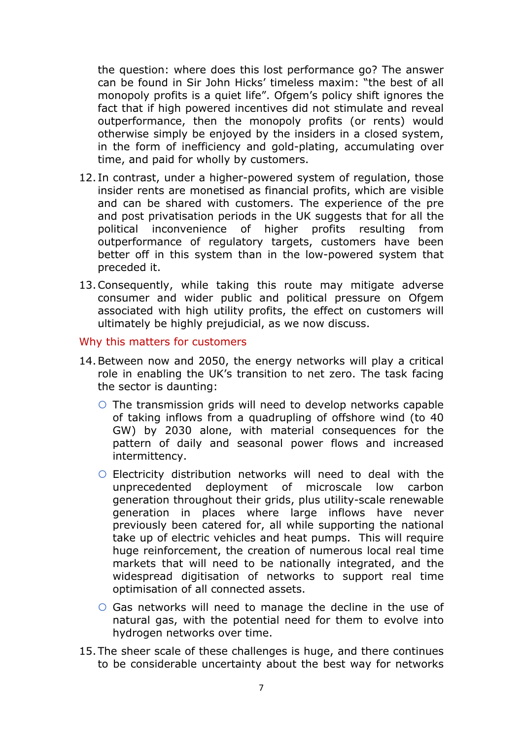the question: where does this lost performance go? The answer can be found in Sir John Hicks' timeless maxim: "the best of all monopoly profits is a quiet life". Ofgem's policy shift ignores the fact that if high powered incentives did not stimulate and reveal outperformance, then the monopoly profits (or rents) would otherwise simply be enjoyed by the insiders in a closed system, in the form of inefficiency and gold-plating, accumulating over time, and paid for wholly by customers.

12. In contrast, under a higher-powered system of regulation, those insider rents are monetised as financial profits, which are visible and can be shared with customers. The experience of the pre and post privatisation periods in the UK suggests that for all the political inconvenience of higher profits resulting from outperformance of regulatory targets, customers have been better off in this system than in the low-powered system that preceded it.

13. Consequently, while taking this route may mitigate adverse consumer and wider public and political pressure on Ofgem associated with high utility profits, the effect on customers will ultimately be highly prejudicial, as we now discuss.

## Why this matters for customers

14. Between now and 2050, the energy networks will play a critical role in enabling the UK's transition to net zero. The task facing the sector is daunting:

    - The transmission grids will need to develop networks capable of taking inflows from a quadrupling of offshore wind (to 40 GW) by 2030 alone, with material consequences for the pattern of daily and seasonal power flows and increased intermittency.
    - Electricity distribution networks will need to deal with the unprecedented deployment of microscale low carbon generation throughout their grids, plus utility-scale renewable generation in places where large inflows have never previously been catered for, all while supporting the national take up of electric vehicles and heat pumps. This will require huge reinforcement, the creation of numerous local real time markets that will need to be nationally integrated, and the widespread digitisation of networks to support real time optimisation of all connected assets.
    - Gas networks will need to manage the decline in the use of natural gas, with the potential need for them to evolve into hydrogen networks over time.

15. The sheer scale of these challenges is huge, and there continues to be considerable uncertainty about the best way for networks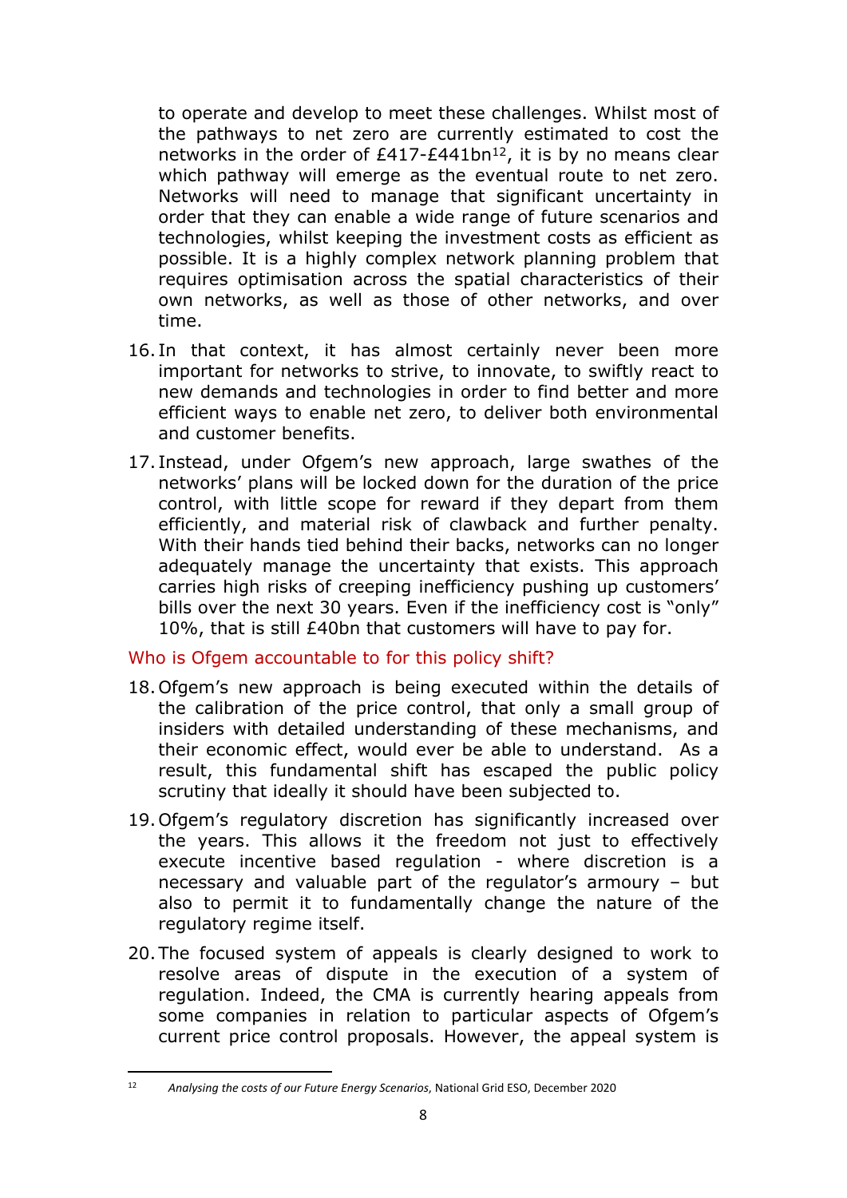to operate and develop to meet these challenges. Whilst most of the pathways to net zero are currently estimated to cost the networks in the order of £417-£441bn[12], it is by no means clear which pathway will emerge as the eventual route to net zero. Networks will need to manage that significant uncertainty in order that they can enable a wide range of future scenarios and technologies, whilst keeping the investment costs as efficient as possible. It is a highly complex network planning problem that requires optimisation across the spatial characteristics of their own networks, as well as those of other networks, and over time.

16. In that context, it has almost certainly never been more important for networks to strive, to innovate, to swiftly react to new demands and technologies in order to find better and more efficient ways to enable net zero, to deliver both environmental and customer benefits.

17. Instead, under Ofgem's new approach, large swathes of the networks' plans will be locked down for the duration of the price control, with little scope for reward if they depart from them efficiently, and material risk of clawback and further penalty. With their hands tied behind their backs, networks can no longer adequately manage the uncertainty that exists. This approach carries high risks of creeping inefficiency pushing up customers' bills over the next 30 years. Even if the inefficiency cost is "only" 10%, that is still £40bn that customers will have to pay for.

## Who is Ofgem accountable to for this policy shift?

18. Ofgem's new approach is being executed within the details of the calibration of the price control, that only a small group of insiders with detailed understanding of these mechanisms, and their economic effect, would ever be able to understand. As a result, this fundamental shift has escaped the public policy scrutiny that ideally it should have been subjected to.

19. Ofgem's regulatory discretion has significantly increased over the years. This allows it the freedom not just to effectively execute incentive based regulation - where discretion is a necessary and valuable part of the regulator's armoury – but also to permit it to fundamentally change the nature of the regulatory regime itself.

20. The focused system of appeals is clearly designed to work to resolve areas of dispute in the execution of a system of regulation. Indeed, the CMA is currently hearing appeals from some companies in relation to particular aspects of Ofgem's current price control proposals. However, the appeal system is

[12] *Analysing the costs of our Future Energy Scenarios*, National Grid ESO, December 2020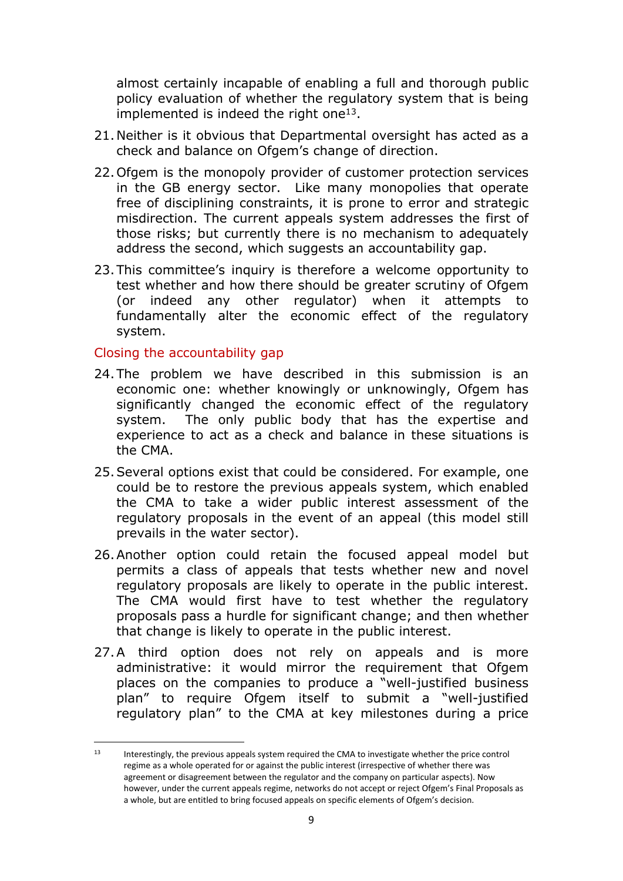almost certainly incapable of enabling a full and thorough public policy evaluation of whether the regulatory system that is being implemented is indeed the right one[13].

21. Neither is it obvious that Departmental oversight has acted as a check and balance on Ofgem's change of direction.

22. Ofgem is the monopoly provider of customer protection services in the GB energy sector. Like many monopolies that operate free of disciplining constraints, it is prone to error and strategic misdirection. The current appeals system addresses the first of those risks; but currently there is no mechanism to adequately address the second, which suggests an accountability gap.

23. This committee's inquiry is therefore a welcome opportunity to test whether and how there should be greater scrutiny of Ofgem (or indeed any other regulator) when it attempts to fundamentally alter the economic effect of the regulatory system.

## Closing the accountability gap

24. The problem we have described in this submission is an economic one: whether knowingly or unknowingly, Ofgem has significantly changed the economic effect of the regulatory system. The only public body that has the expertise and experience to act as a check and balance in these situations is the CMA.

25. Several options exist that could be considered. For example, one could be to restore the previous appeals system, which enabled the CMA to take a wider public interest assessment of the regulatory proposals in the event of an appeal (this model still prevails in the water sector).

26. Another option could retain the focused appeal model but permits a class of appeals that tests whether new and novel regulatory proposals are likely to operate in the public interest. The CMA would first have to test whether the regulatory proposals pass a hurdle for significant change; and then whether that change is likely to operate in the public interest.

27. A third option does not rely on appeals and is more administrative: it would mirror the requirement that Ofgem places on the companies to produce a "well-justified business plan" to require Ofgem itself to submit a "well-justified regulatory plan" to the CMA at key milestones during a price

---

[13] Interestingly, the previous appeals system required the CMA to investigate whether the price control regime as a whole operated for or against the public interest (irrespective of whether there was agreement or disagreement between the regulator and the company on particular aspects). Now however, under the current appeals regime, networks do not accept or reject Ofgem's Final Proposals as a whole, but are entitled to bring focused appeals on specific elements of Ofgem's decision.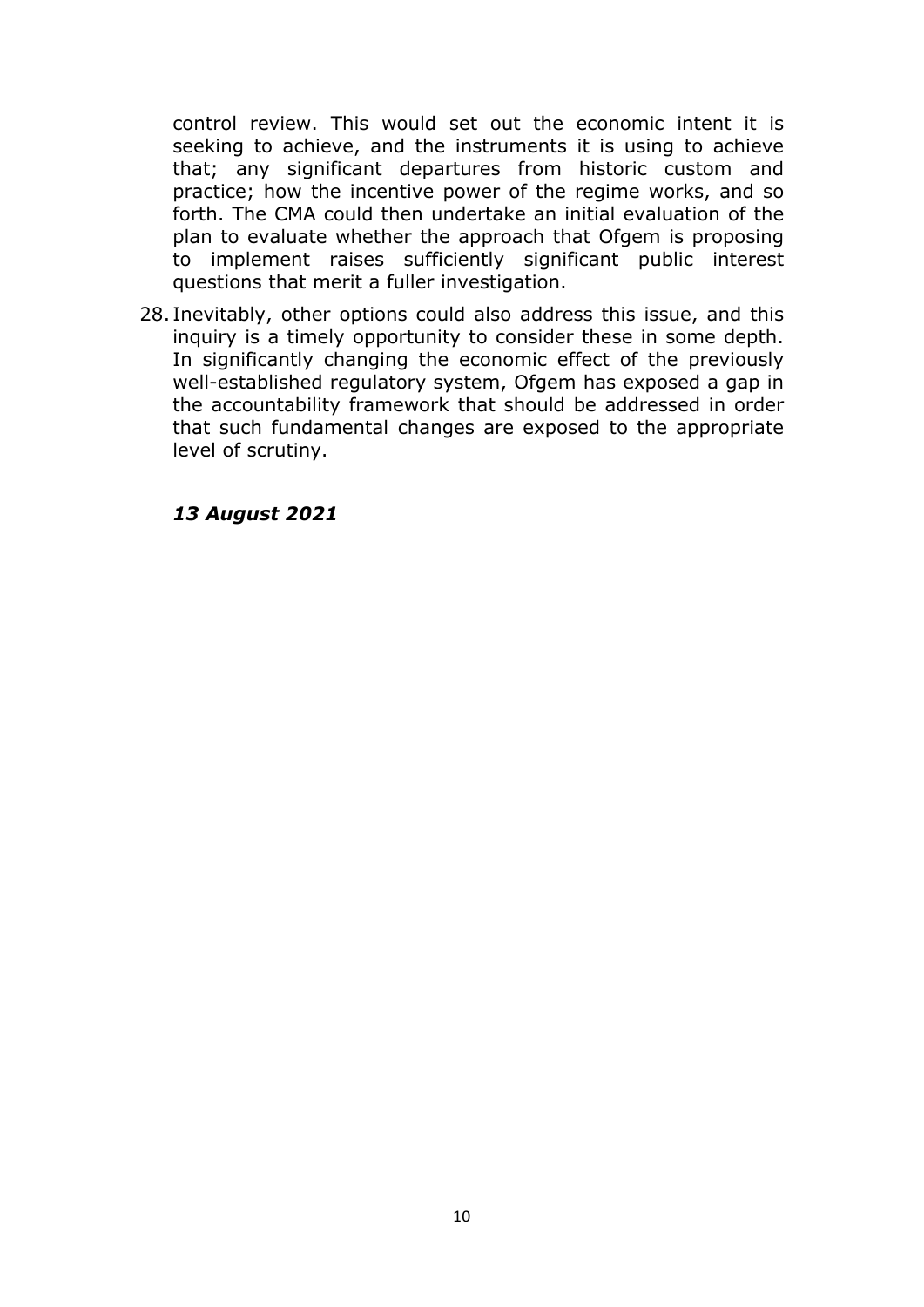control review. This would set out the economic intent it is seeking to achieve, and the instruments it is using to achieve that; any significant departures from historic custom and practice; how the incentive power of the regime works, and so forth. The CMA could then undertake an initial evaluation of the plan to evaluate whether the approach that Ofgem is proposing to implement raises sufficiently significant public interest questions that merit a fuller investigation.

28. Inevitably, other options could also address this issue, and this inquiry is a timely opportunity to consider these in some depth. In significantly changing the economic effect of the previously well-established regulatory system, Ofgem has exposed a gap in the accountability framework that should be addressed in order that such fundamental changes are exposed to the appropriate level of scrutiny.

***13 August 2021***